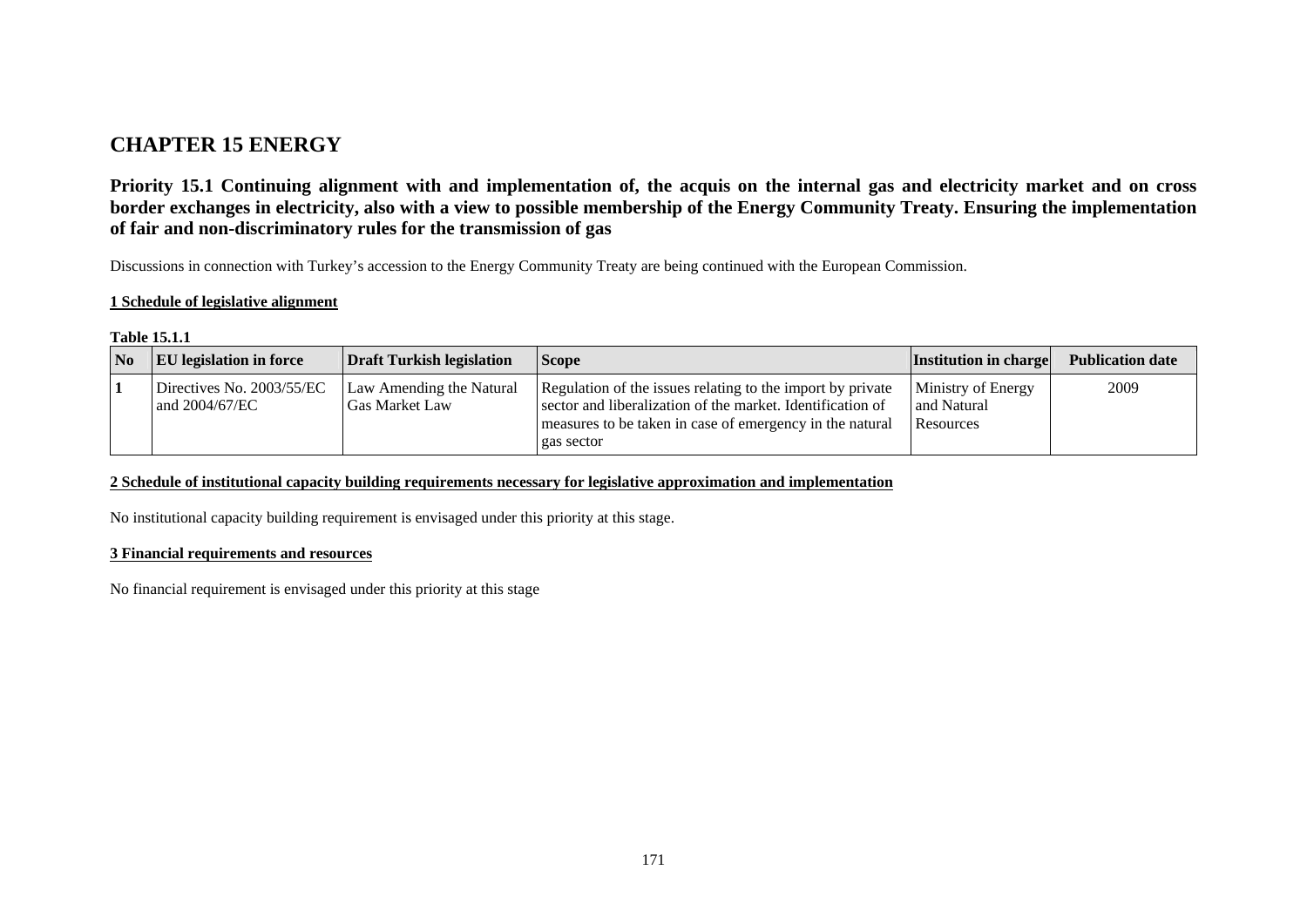# CHAPTER 15 ENERGY

## Priority 15.1 Continuing alignment with and implementation of, the acquis on the internal gas and electricity market and on cross border exchanges in electricity, also with a view to possible membership of the Energy Community Treaty. Ensuring the implementation of fair and non-discriminatory rules for the transmission of gas

Discussions in connection with Turkey's accession to the Energy Community Treaty are being continued with the European Commission.

### 1 Schedule of legislative alignment

**Table 15.1.1**

| No | EU legislation in force | Draft Turkish legislation | Scope | Institution in charge | Publication date |
|---|---|---|---|---|---|
| 1 | Directives No. 2003/55/EC and 2004/67/EC | Law Amending the Natural Gas Market Law | Regulation of the issues relating to the import by private sector and liberalization of the market. Identification of measures to be taken in case of emergency in the natural gas sector | Ministry of Energy and Natural Resources | 2009 |

### 2 Schedule of institutional capacity building requirements necessary for legislative approximation and implementation

No institutional capacity building requirement is envisaged under this priority at this stage.

### 3 Financial requirements and resources

No financial requirement is envisaged under this priority at this stage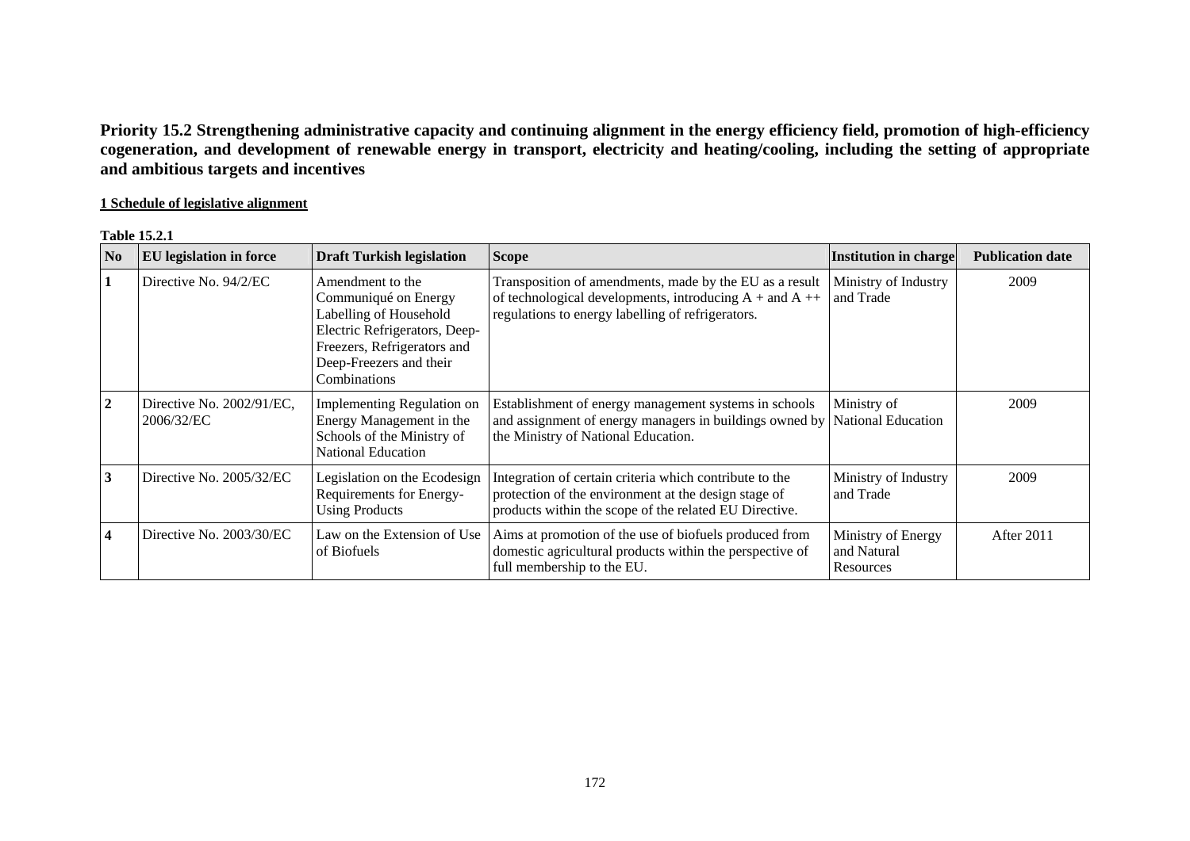**Priority 15.2 Strengthening administrative capacity and continuing alignment in the energy efficiency field, promotion of high-efficiency cogeneration, and development of renewable energy in transport, electricity and heating/cooling, including the setting of appropriate and ambitious targets and incentives**

**1 Schedule of legislative alignment**

**Table 15.2.1**

| No | EU legislation in force | Draft Turkish legislation | Scope | Institution in charge | Publication date |
|---|---|---|---|---|---|
| 1 | Directive No. 94/2/EC | Amendment to the Communiqué on Energy Labelling of Household Electric Refrigerators, Deep-Freezers, Refrigerators and Deep-Freezers and their Combinations | Transposition of amendments, made by the EU as a result of technological developments, introducing A + and A ++ regulations to energy labelling of refrigerators. | Ministry of Industry and Trade | 2009 |
| 2 | Directive No. 2002/91/EC, 2006/32/EC | Implementing Regulation on Energy Management in the Schools of the Ministry of National Education | Establishment of energy management systems in schools and assignment of energy managers in buildings owned by the Ministry of National Education. | Ministry of National Education | 2009 |
| 3 | Directive No. 2005/32/EC | Legislation on the Ecodesign Requirements for Energy-Using Products | Integration of certain criteria which contribute to the protection of the environment at the design stage of products within the scope of the related EU Directive. | Ministry of Industry and Trade | 2009 |
| 4 | Directive No. 2003/30/EC | Law on the Extension of Use of Biofuels | Aims at promotion of the use of biofuels produced from domestic agricultural products within the perspective of full membership to the EU. | Ministry of Energy and Natural Resources | After 2011 |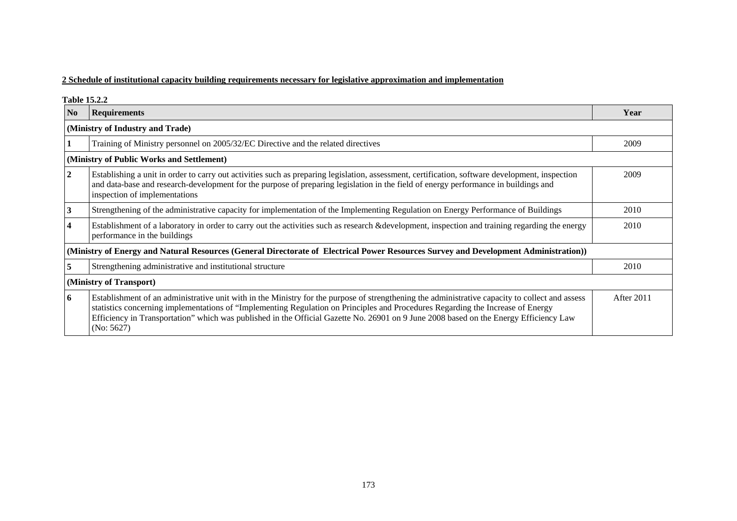**2 Schedule of institutional capacity building requirements necessary for legislative approximation and implementation**

**Table 15.2.2**

| No | Requirements | Year |
|---|---|---|
| **(Ministry of Industry and Trade)** | | |
| **1** | Training of Ministry personnel on 2005/32/EC Directive and the related directives | 2009 |
| **(Ministry of Public Works and Settlement)** | | |
| **2** | Establishing a unit in order to carry out activities such as preparing legislation, assessment, certification, software development, inspection and data-base and research-development for the purpose of preparing legislation in the field of energy performance in buildings and inspection of implementations | 2009 |
| **3** | Strengthening of the administrative capacity for implementation of the Implementing Regulation on Energy Performance of Buildings | 2010 |
| **4** | Establishment of a laboratory in order to carry out the activities such as research &development, inspection and training regarding the energy performance in the buildings | 2010 |
| **(Ministry of Energy and Natural Resources (General Directorate of Electrical Power Resources Survey and Development Administration))** | | |
| **5** | Strengthening administrative and institutional structure | 2010 |
| **(Ministry of Transport)** | | |
| **6** | Establishment of an administrative unit with in the Ministry for the purpose of strengthening the administrative capacity to collect and assess statistics concerning implementations of "Implementing Regulation on Principles and Procedures Regarding the Increase of Energy Efficiency in Transportation" which was published in the Official Gazette No. 26901 on 9 June 2008 based on the Energy Efficiency Law (No: 5627) | After 2011 |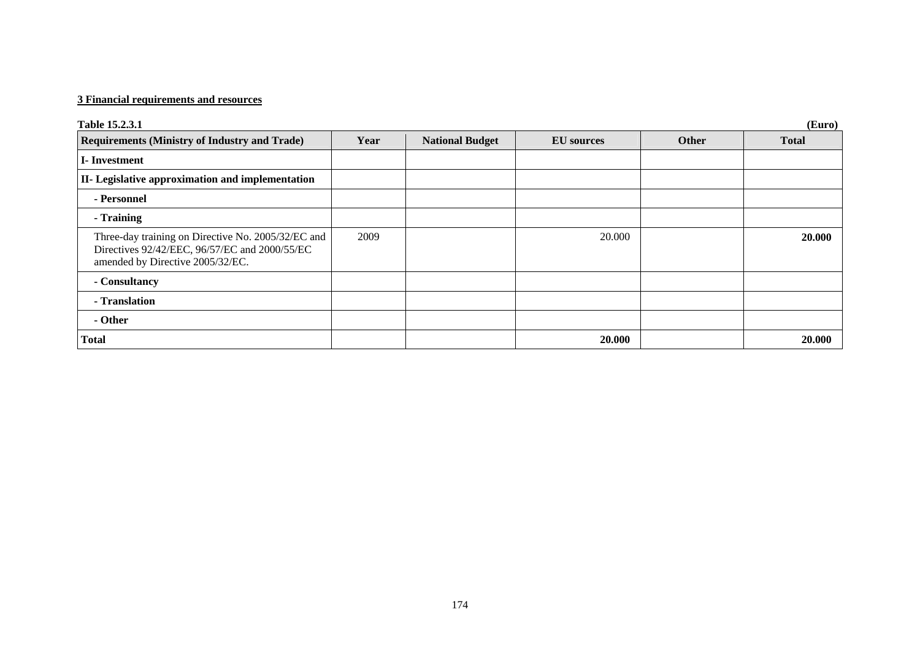**3 Financial requirements and resources**

**Table 15.2.3.1** **(Euro)**

| Requirements (Ministry of Industry and Trade) | Year | National Budget | EU sources | Other | Total |
|---|---|---|---|---|---|
| **I- Investment** | | | | | |
| **II- Legislative approximation and implementation** | | | | | |
| **- Personnel** | | | | | |
| **- Training** | | | | | |
| Three-day training on Directive No. 2005/32/EC and Directives 92/42/EEC, 96/57/EC and 2000/55/EC amended by Directive 2005/32/EC. | 2009 | | 20.000 | | **20.000** |
| **- Consultancy** | | | | | |
| **- Translation** | | | | | |
| **- Other** | | | | | |
| **Total** | | | **20.000** | | **20.000** |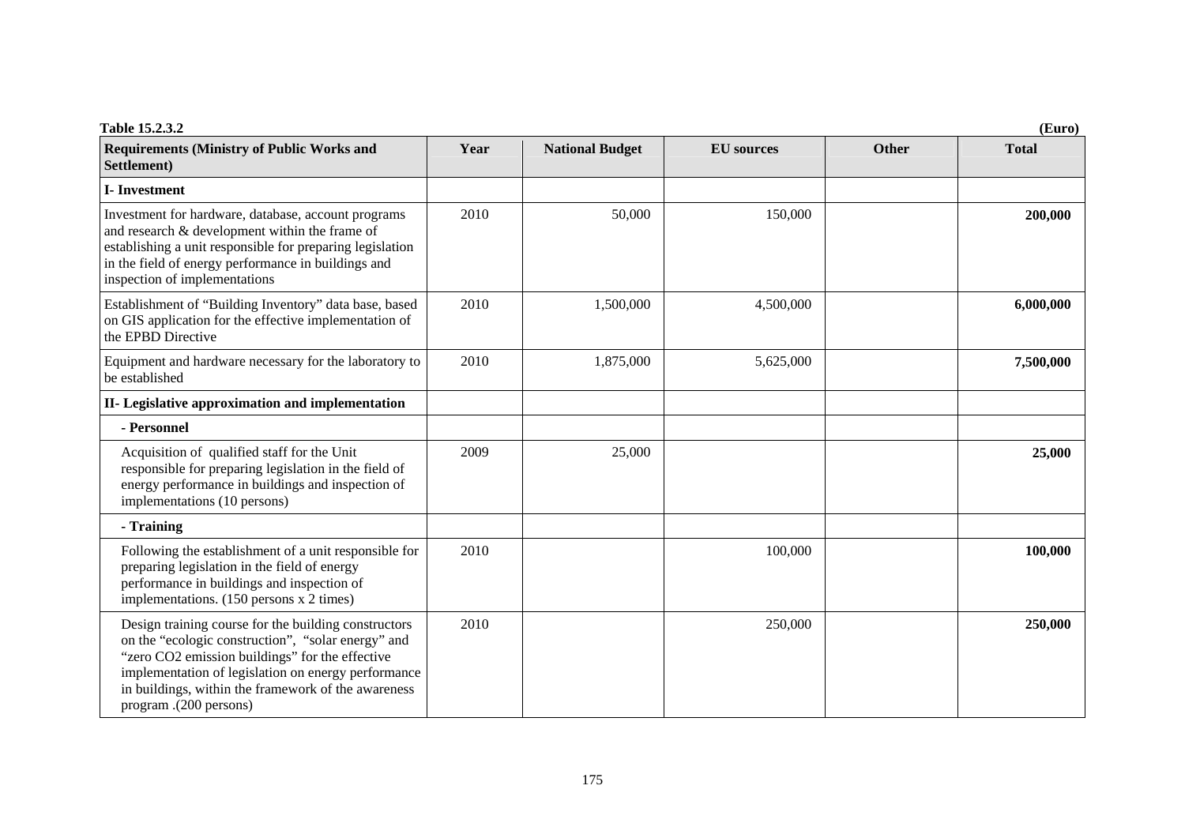**Table 15.2.3.2** **(Euro)**

| Requirements (Ministry of Public Works and Settlement) | Year | National Budget | EU sources | Other | Total |
|---|---|---|---|---|---|
| **I- Investment** | | | | | |
| Investment for hardware, database, account programs and research & development within the frame of establishing a unit responsible for preparing legislation in the field of energy performance in buildings and inspection of implementations | 2010 | 50,000 | 150,000 | | **200,000** |
| Establishment of "Building Inventory" data base, based on GIS application for the effective implementation of the EPBD Directive | 2010 | 1,500,000 | 4,500,000 | | **6,000,000** |
| Equipment and hardware necessary for the laboratory to be established | 2010 | 1,875,000 | 5,625,000 | | **7,500,000** |
| **II- Legislative approximation and implementation** | | | | | |
| **- Personnel** | | | | | |
| Acquisition of qualified staff for the Unit responsible for preparing legislation in the field of energy performance in buildings and inspection of implementations (10 persons) | 2009 | 25,000 | | | **25,000** |
| **- Training** | | | | | |
| Following the establishment of a unit responsible for preparing legislation in the field of energy performance in buildings and inspection of implementations. (150 persons x 2 times) | 2010 | | 100,000 | | **100,000** |
| Design training course for the building constructors on the "ecologic construction", "solar energy" and "zero $CO_2$ emission buildings" for the effective implementation of legislation on energy performance in buildings, within the framework of the awareness program .(200 persons) | 2010 | | 250,000 | | **250,000** |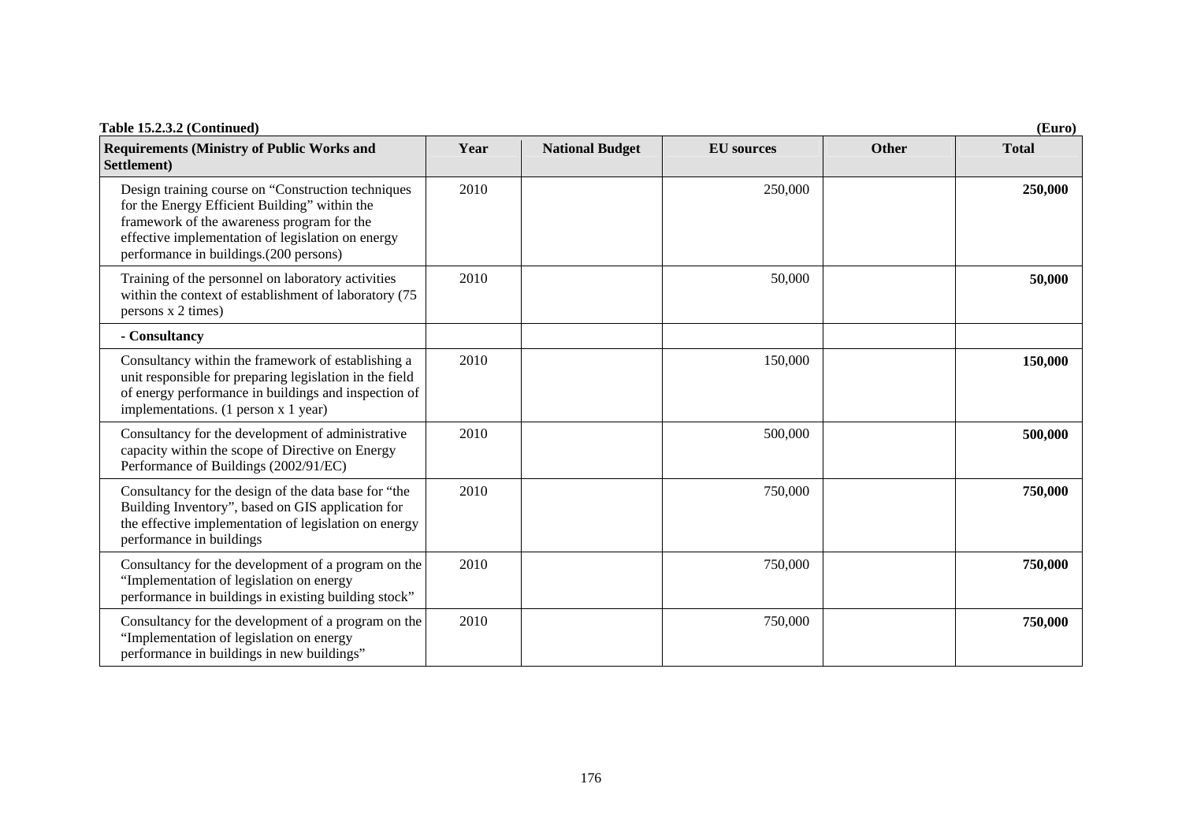**Table 15.2.3.2 (Continued)** **(Euro)**

| Requirements (Ministry of Public Works and Settlement) | Year | National Budget | EU sources | Other | Total |
|---|---|---|---|---|---|
| Design training course on "Construction techniques for the Energy Efficient Building" within the framework of the awareness program for the effective implementation of legislation on energy performance in buildings.(200 persons) | 2010 | | 250,000 | | **250,000** |
| Training of the personnel on laboratory activities within the context of establishment of laboratory (75 persons x 2 times) | 2010 | | 50,000 | | **50,000** |
| **- Consultancy** | | | | | |
| Consultancy within the framework of establishing a unit responsible for preparing legislation in the field of energy performance in buildings and inspection of implementations. (1 person x 1 year) | 2010 | | 150,000 | | **150,000** |
| Consultancy for the development of administrative capacity within the scope of Directive on Energy Performance of Buildings (2002/91/EC) | 2010 | | 500,000 | | **500,000** |
| Consultancy for the design of the data base for "the Building Inventory", based on GIS application for the effective implementation of legislation on energy performance in buildings | 2010 | | 750,000 | | **750,000** |
| Consultancy for the development of a program on the "Implementation of legislation on energy performance in buildings in existing building stock" | 2010 | | 750,000 | | **750,000** |
| Consultancy for the development of a program on the "Implementation of legislation on energy performance in buildings in new buildings" | 2010 | | 750,000 | | **750,000** |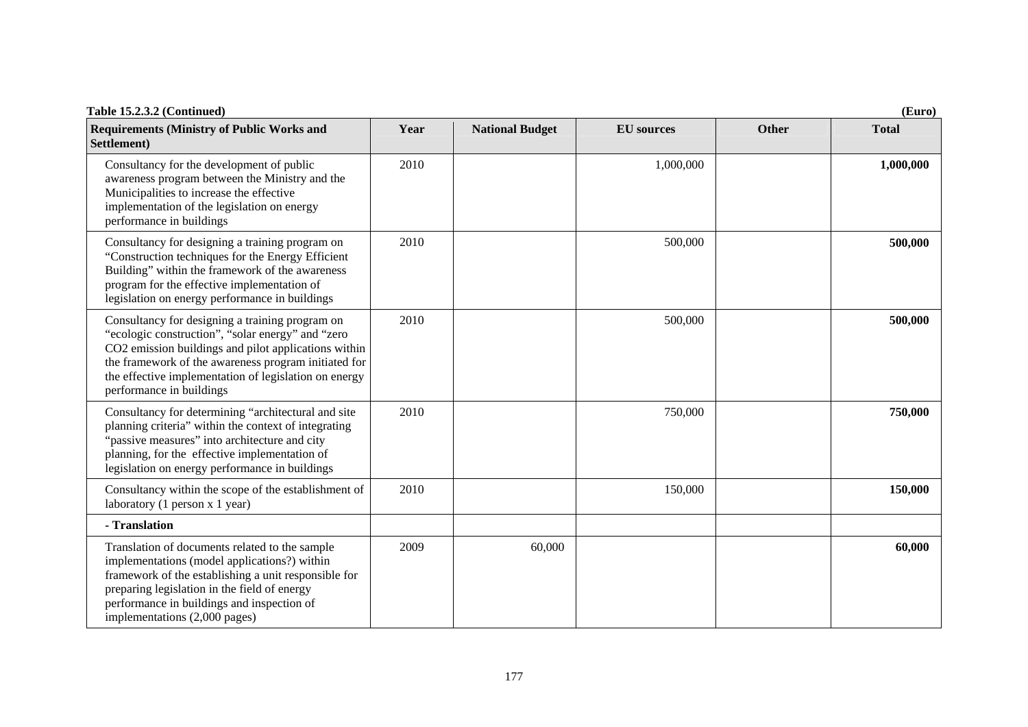**Table 15.2.3.2 (Continued)** **(Euro)**

| Requirements (Ministry of Public Works and Settlement) | Year | National Budget | EU sources | Other | Total |
|---|---|---|---|---|---|
| Consultancy for the development of public awareness program between the Ministry and the Municipalities to increase the effective implementation of the legislation on energy performance in buildings | 2010 | | 1,000,000 | | **1,000,000** |
| Consultancy for designing a training program on "Construction techniques for the Energy Efficient Building" within the framework of the awareness program for the effective implementation of legislation on energy performance in buildings | 2010 | | 500,000 | | **500,000** |
| Consultancy for designing a training program on "ecologic construction", "solar energy" and "zero CO2 emission buildings and pilot applications within the framework of the awareness program initiated for the effective implementation of legislation on energy performance in buildings | 2010 | | 500,000 | | **500,000** |
| Consultancy for determining "architectural and site planning criteria" within the context of integrating "passive measures" into architecture and city planning, for the effective implementation of legislation on energy performance in buildings | 2010 | | 750,000 | | **750,000** |
| Consultancy within the scope of the establishment of laboratory (1 person x 1 year) | 2010 | | 150,000 | | **150,000** |
| **- Translation** | | | | | |
| Translation of documents related to the sample implementations (model applications?) within framework of the establishing a unit responsible for preparing legislation in the field of energy performance in buildings and inspection of implementations (2,000 pages) | 2009 | 60,000 | | | **60,000** |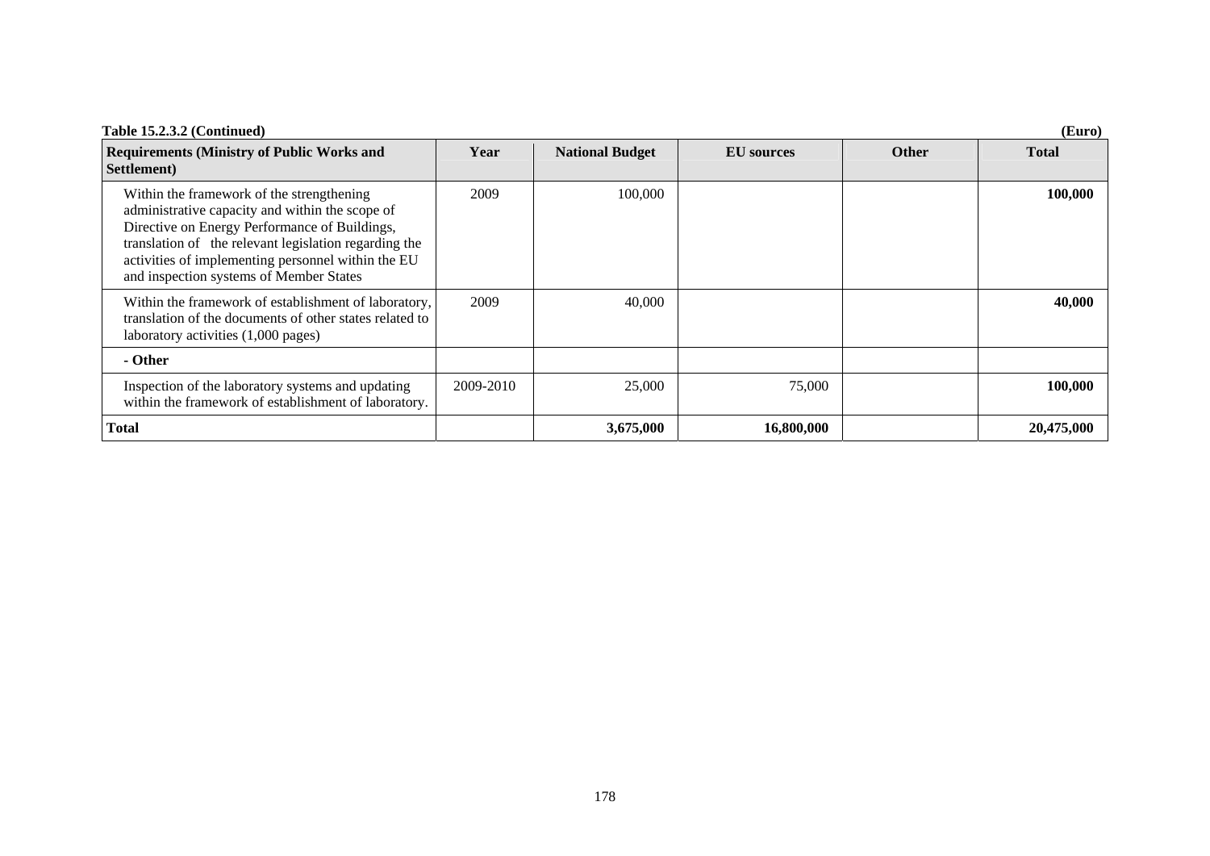**Table 15.2.3.2 (Continued)** **(Euro)**

| Requirements (Ministry of Public Works and Settlement) | Year | National Budget | EU sources | Other | Total |
|---|---|---|---|---|---|
| Within the framework of the strengthening administrative capacity and within the scope of Directive on Energy Performance of Buildings, translation of the relevant legislation regarding the activities of implementing personnel within the EU and inspection systems of Member States | 2009 | 100,000 | | | **100,000** |
| Within the framework of establishment of laboratory, translation of the documents of other states related to laboratory activities (1,000 pages) | 2009 | 40,000 | | | **40,000** |
| **- Other** | | | | | |
| Inspection of the laboratory systems and updating within the framework of establishment of laboratory. | 2009-2010 | 25,000 | 75,000 | | **100,000** |
| **Total** | | **3,675,000** | **16,800,000** | | **20,475,000** |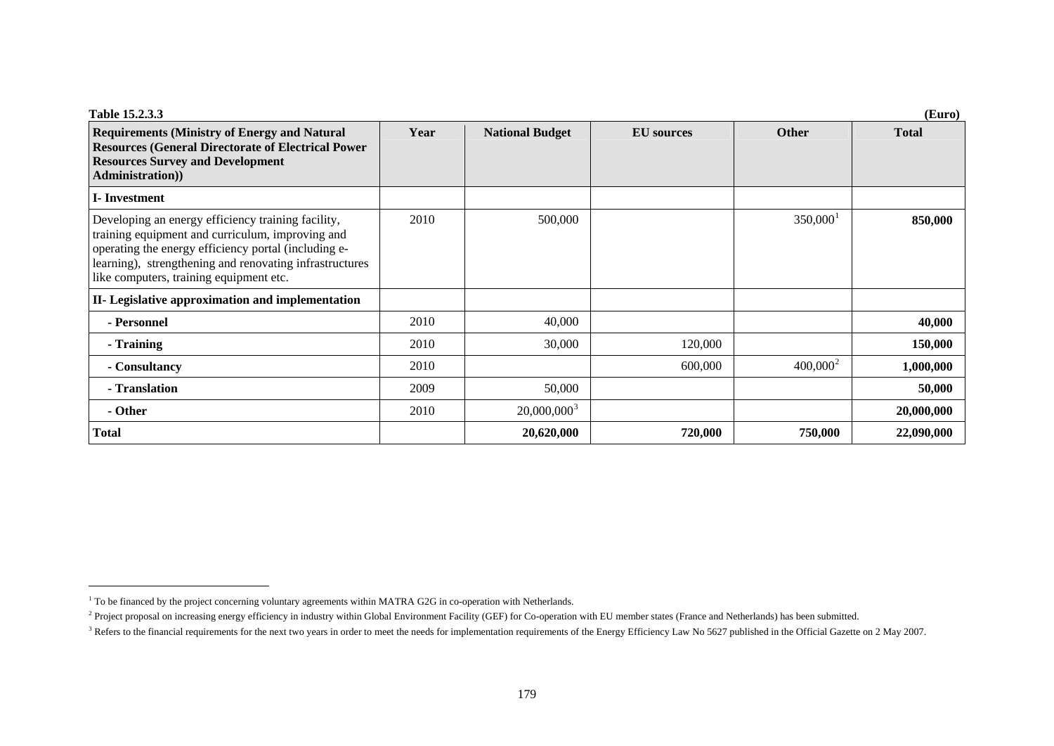**Table 15.2.3.3** (Euro)

| Requirements (Ministry of Energy and Natural Resources (General Directorate of Electrical Power Resources Survey and Development Administration)) | Year | National Budget | EU sources | Other | Total |
|---|---|---|---|---|---|
| **I- Investment** | | | | | |
| Developing an energy efficiency training facility, training equipment and curriculum, improving and operating the energy efficiency portal (including e-learning), strengthening and renovating infrastructures like computers, training equipment etc. | 2010 | 500,000 | | 350,000[1] | **850,000** |
| **II- Legislative approximation and implementation** | | | | | |
| **- Personnel** | 2010 | 40,000 | | | **40,000** |
| **- Training** | 2010 | 30,000 | 120,000 | | **150,000** |
| **- Consultancy** | 2010 | | 600,000 | 400,000[2] | **1,000,000** |
| **- Translation** | 2009 | 50,000 | | | **50,000** |
| **- Other** | 2010 | 20,000,000[3] | | | **20,000,000** |
| **Total** | | **20,620,000** | **720,000** | **750,000** | **22,090,000** |

[1] To be financed by the project concerning voluntary agreements within MATRA G2G in co-operation with Netherlands.

[2] Project proposal on increasing energy efficiency in industry within Global Environment Facility (GEF) for Co-operation with EU member states (France and Netherlands) has been submitted.

[3] Refers to the financial requirements for the next two years in order to meet the needs for implementation requirements of the Energy Efficiency Law No 5627 published in the Official Gazette on 2 May 2007.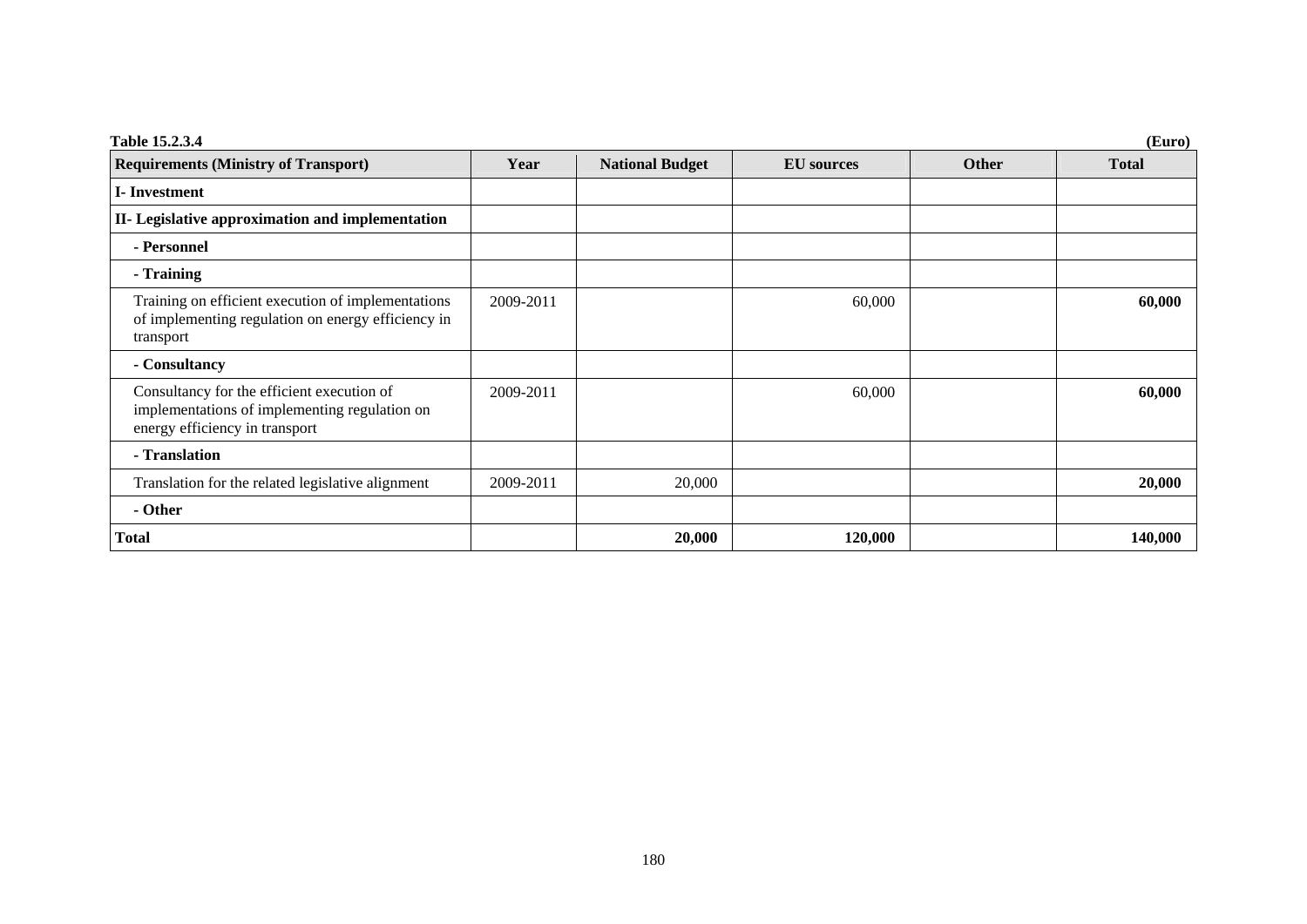**Table 15.2.3.4** **(Euro)**

| Requirements (Ministry of Transport) | Year | National Budget | EU sources | Other | Total |
|---|---|---|---|---|---|
| **I- Investment** | | | | | |
| **II- Legislative approximation and implementation** | | | | | |
| **- Personnel** | | | | | |
| **- Training** | | | | | |
| Training on efficient execution of implementations of implementing regulation on energy efficiency in transport | 2009-2011 | | 60,000 | | **60,000** |
| **- Consultancy** | | | | | |
| Consultancy for the efficient execution of implementations of implementing regulation on energy efficiency in transport | 2009-2011 | | 60,000 | | **60,000** |
| **- Translation** | | | | | |
| Translation for the related legislative alignment | 2009-2011 | 20,000 | | | **20,000** |
| **- Other** | | | | | |
| **Total** | | **20,000** | **120,000** | | **140,000** |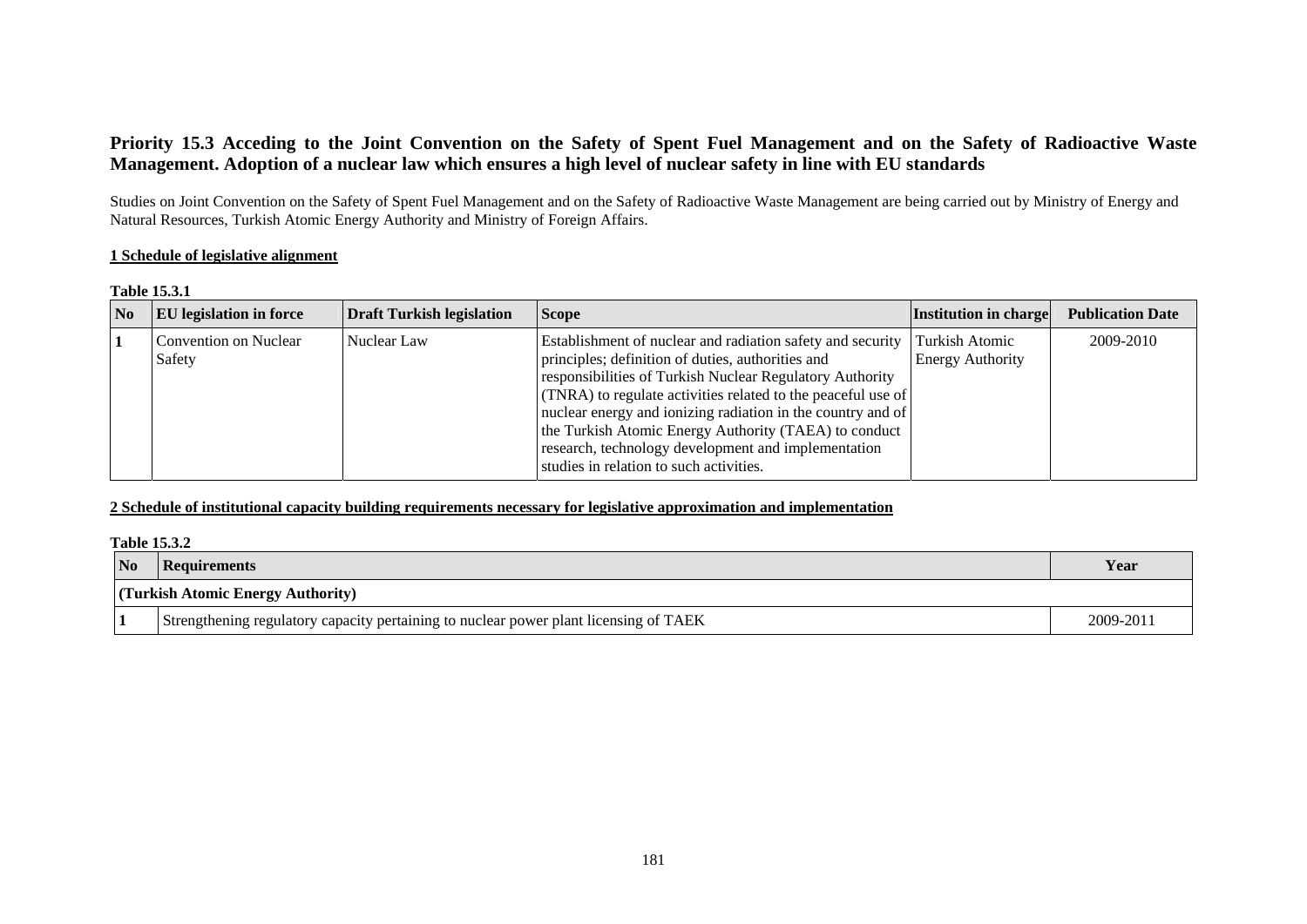## Priority 15.3 Acceding to the Joint Convention on the Safety of Spent Fuel Management and on the Safety of Radioactive Waste Management. Adoption of a nuclear law which ensures a high level of nuclear safety in line with EU standards

Studies on Joint Convention on the Safety of Spent Fuel Management and on the Safety of Radioactive Waste Management are being carried out by Ministry of Energy and Natural Resources, Turkish Atomic Energy Authority and Ministry of Foreign Affairs.

**1 Schedule of legislative alignment**

**Table 15.3.1**

| No | EU legislation in force | Draft Turkish legislation | Scope | Institution in charge | Publication Date |
|---|---|---|---|---|---|
| 1 | Convention on Nuclear Safety | Nuclear Law | Establishment of nuclear and radiation safety and security principles; definition of duties, authorities and responsibilities of Turkish Nuclear Regulatory Authority (TNRA) to regulate activities related to the peaceful use of nuclear energy and ionizing radiation in the country and of the Turkish Atomic Energy Authority (TAEA) to conduct research, technology development and implementation studies in relation to such activities. | Turkish Atomic Energy Authority | 2009-2010 |

**2 Schedule of institutional capacity building requirements necessary for legislative approximation and implementation**

**Table 15.3.2**

| No | Requirements | Year |
|---|---|---|
| **(Turkish Atomic Energy Authority)** | | |
| 1 | Strengthening regulatory capacity pertaining to nuclear power plant licensing of TAEK | 2009-2011 |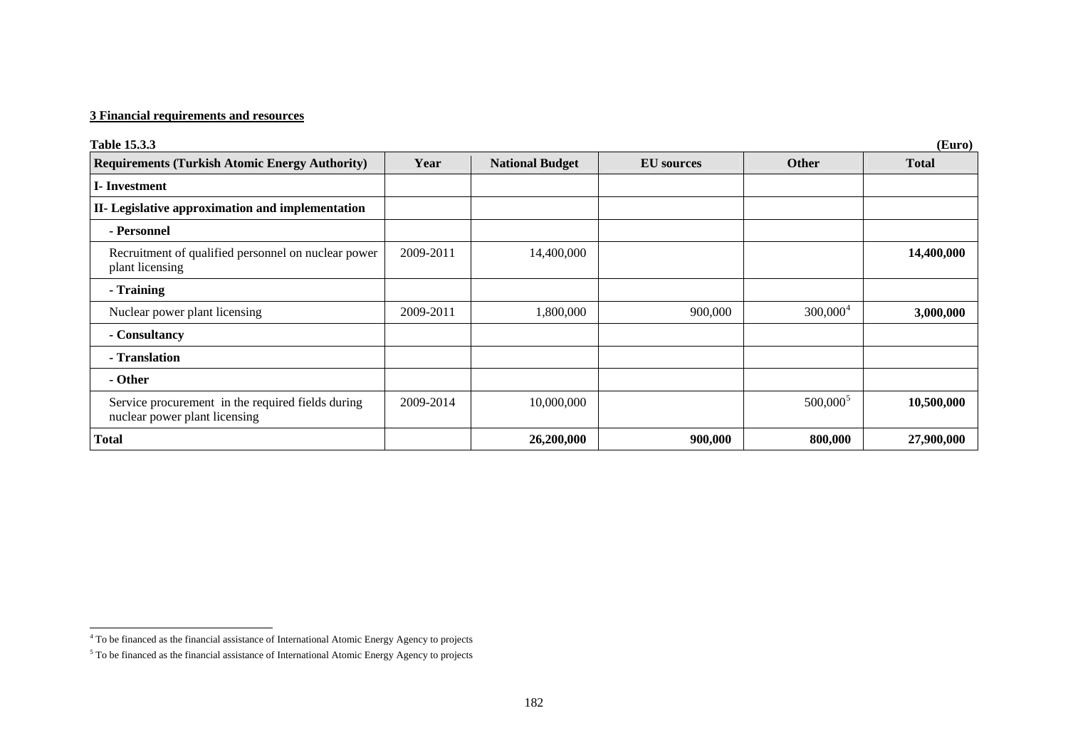**3 Financial requirements and resources**

**Table 15.3.3** **(Euro)**

| Requirements (Turkish Atomic Energy Authority) | Year | National Budget | EU sources | Other | Total |
|---|---|---|---|---|---|
| **I- Investment** | | | | | |
| **II- Legislative approximation and implementation** | | | | | |
| **- Personnel** | | | | | |
| Recruitment of qualified personnel on nuclear power plant licensing | 2009-2011 | 14,400,000 | | | **14,400,000** |
| **- Training** | | | | | |
| Nuclear power plant licensing | 2009-2011 | 1,800,000 | 900,000 | 300,000[4] | **3,000,000** |
| **- Consultancy** | | | | | |
| **- Translation** | | | | | |
| **- Other** | | | | | |
| Service procurement in the required fields during nuclear power plant licensing | 2009-2014 | 10,000,000 | | 500,000[5] | **10,500,000** |
| **Total** | | **26,200,000** | **900,000** | **800,000** | **27,900,000** |

[4] To be financed as the financial assistance of International Atomic Energy Agency to projects

[5] To be financed as the financial assistance of International Atomic Energy Agency to projects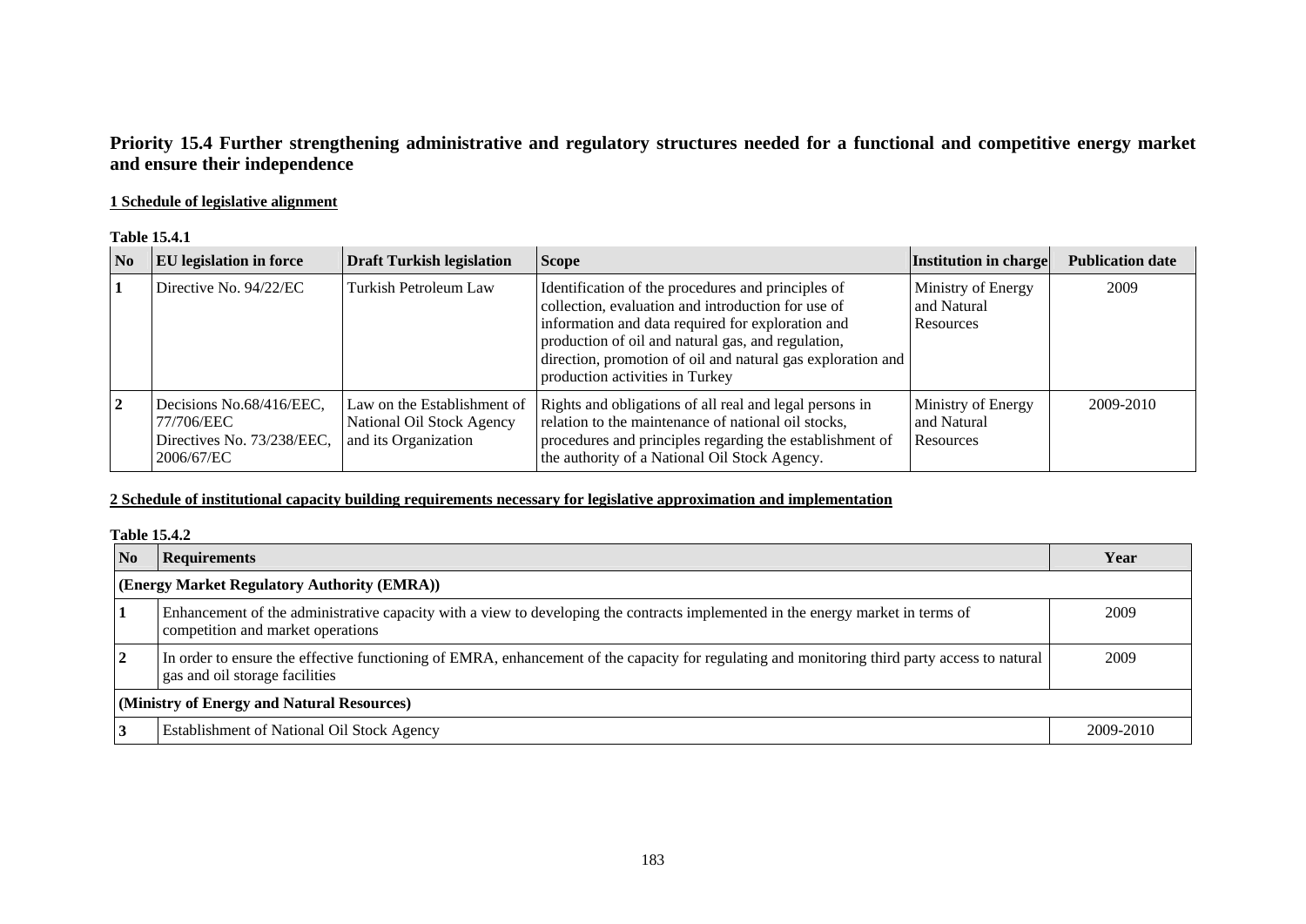## Priority 15.4 Further strengthening administrative and regulatory structures needed for a functional and competitive energy market and ensure their independence

**1 Schedule of legislative alignment**

**Table 15.4.1**

| No | EU legislation in force | Draft Turkish legislation | Scope | Institution in charge | Publication date |
|---|---|---|---|---|---|
| 1 | Directive No. 94/22/EC | Turkish Petroleum Law | Identification of the procedures and principles of collection, evaluation and introduction for use of information and data required for exploration and production of oil and natural gas, and regulation, direction, promotion of oil and natural gas exploration and production activities in Turkey | Ministry of Energy and Natural Resources | 2009 |
| 2 | Decisions No.68/416/EEC, 77/706/EEC Directives No. 73/238/EEC, 2006/67/EC | Law on the Establishment of National Oil Stock Agency and its Organization | Rights and obligations of all real and legal persons in relation to the maintenance of national oil stocks, procedures and principles regarding the establishment of the authority of a National Oil Stock Agency. | Ministry of Energy and Natural Resources | 2009-2010 |

**2 Schedule of institutional capacity building requirements necessary for legislative approximation and implementation**

**Table 15.4.2**

| No | Requirements | Year |
|---|---|---|
| **(Energy Market Regulatory Authority (EMRA))** | | |
| 1 | Enhancement of the administrative capacity with a view to developing the contracts implemented in the energy market in terms of competition and market operations | 2009 |
| 2 | In order to ensure the effective functioning of EMRA, enhancement of the capacity for regulating and monitoring third party access to natural gas and oil storage facilities | 2009 |
| **(Ministry of Energy and Natural Resources)** | | |
| 3 | Establishment of National Oil Stock Agency | 2009-2010 |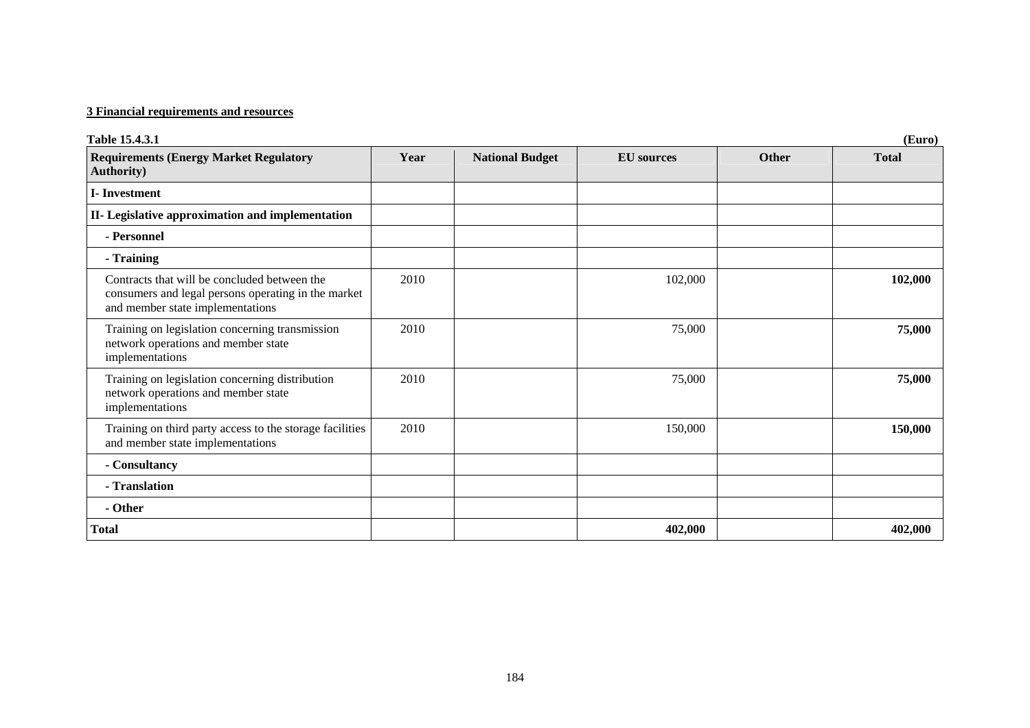**3 Financial requirements and resources**

**Table 15.4.3.1** **(Euro)**

| **Requirements (Energy Market Regulatory Authority)** | **Year** | **National Budget** | **EU sources** | **Other** | **Total** |
|---|---|---|---|---|---|
| **I- Investment** | | | | | |
| **II- Legislative approximation and implementation** | | | | | |
| **- Personnel** | | | | | |
| **- Training** | | | | | |
| Contracts that will be concluded between the consumers and legal persons operating in the market and member state implementations | 2010 | | 102,000 | | **102,000** |
| Training on legislation concerning transmission network operations and member state implementations | 2010 | | 75,000 | | **75,000** |
| Training on legislation concerning distribution network operations and member state implementations | 2010 | | 75,000 | | **75,000** |
| Training on third party access to the storage facilities and member state implementations | 2010 | | 150,000 | | **150,000** |
| **- Consultancy** | | | | | |
| **- Translation** | | | | | |
| **- Other** | | | | | |
| **Total** | | | **402,000** | | **402,000** |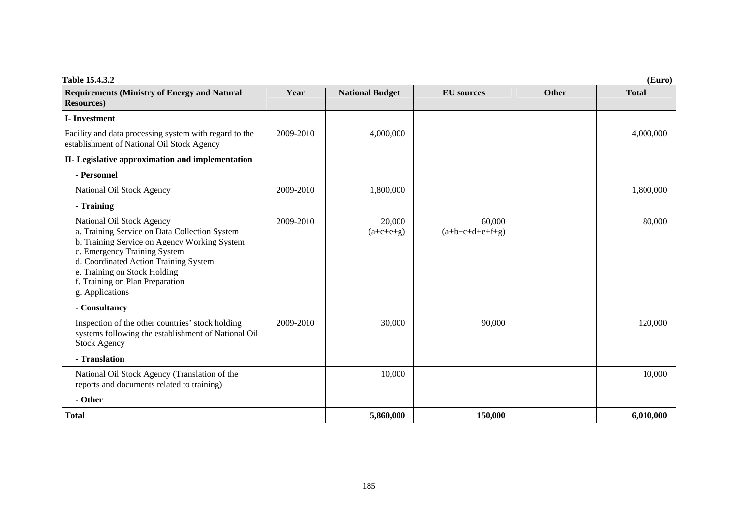**Table 15.4.3.2** **(Euro)**

| Requirements (Ministry of Energy and Natural Resources) | Year | National Budget | EU sources | Other | Total |
|---|---|---|---|---|---|
| **I- Investment** | | | | | |
| Facility and data processing system with regard to the establishment of National Oil Stock Agency | 2009-2010 | 4,000,000 | | | 4,000,000 |
| **II- Legislative approximation and implementation** | | | | | |
| **- Personnel** | | | | | |
| National Oil Stock Agency | 2009-2010 | 1,800,000 | | | 1,800,000 |
| **- Training** | | | | | |
| National Oil Stock Agency<br>a. Training Service on Data Collection System<br>b. Training Service on Agency Working System<br>c. Emergency Training System<br>d. Coordinated Action Training System<br>e. Training on Stock Holding<br>f. Training on Plan Preparation<br>g. Applications | 2009-2010 | 20,000<br>(a+c+e+g) | 60,000<br>(a+b+c+d+e+f+g) | | 80,000 |
| **- Consultancy** | | | | | |
| Inspection of the other countries' stock holding systems following the establishment of National Oil Stock Agency | 2009-2010 | 30,000 | 90,000 | | 120,000 |
| **- Translation** | | | | | |
| National Oil Stock Agency (Translation of the reports and documents related to training) | | 10,000 | | | 10,000 |
| **- Other** | | | | | |
| **Total** | | **5,860,000** | **150,000** | | **6,010,000** |